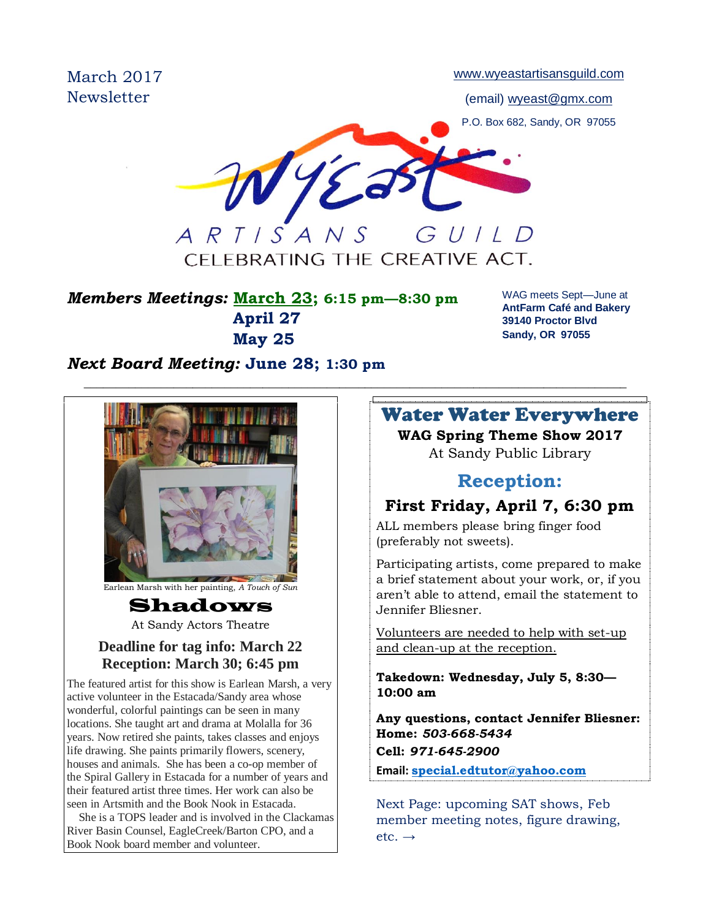March 2017
Newsletter

www.wyeastartisansguild.com

(email) wyeast@gmx.com

P.O. Box 682, Sandy, OR 97055

# Wy'East ARTISANS GUILD

CELEBRATING THE CREATIVE ACT.

***Members Meetings:*** **March 23; 6:15 pm—8:30 pm**
**April 27**
**May 25**

***Next Board Meeting:*** **June 28; 1:30 pm**

WAG meets Sept—June at
**AntFarm Café and Bakery**
**39140 Proctor Blvd**
**Sandy, OR 97055**

---

Earlean Marsh with her painting, *A Touch of Sun*

## Shadows

At Sandy Actors Theatre

**Deadline for tag info: March 22**
**Reception: March 30; 6:45 pm**

The featured artist for this show is Earlean Marsh, a very active volunteer in the Estacada/Sandy area whose wonderful, colorful paintings can be seen in many locations. She taught art and drama at Molalla for 36 years. Now retired she paints, takes classes and enjoys life drawing. She paints primarily flowers, scenery, houses and animals. She has been a co-op member of the Spiral Gallery in Estacada for a number of years and their featured artist three times. Her work can also be seen in Artsmith and the Book Nook in Estacada.

She is a TOPS leader and is involved in the Clackamas River Basin Counsel, EagleCreek/Barton CPO, and a Book Nook board member and volunteer.

## Water Water Everywhere

**WAG Spring Theme Show 2017**
At Sandy Public Library

### Reception:

**First Friday, April 7, 6:30 pm**

ALL members please bring finger food (preferably not sweets).

Participating artists, come prepared to make a brief statement about your work, or, if you aren't able to attend, email the statement to Jennifer Bliesner.

Volunteers are needed to help with set-up and clean-up at the reception.

**Takedown: Wednesday, July 5, 8:30—10:00 am**

**Any questions, contact Jennifer Bliesner:**
**Home:** ***503-668-5434***
**Cell:** ***971-645-2900***
**Email: special.edtutor@yahoo.com**

Next Page: upcoming SAT shows, Feb member meeting notes, figure drawing, etc. →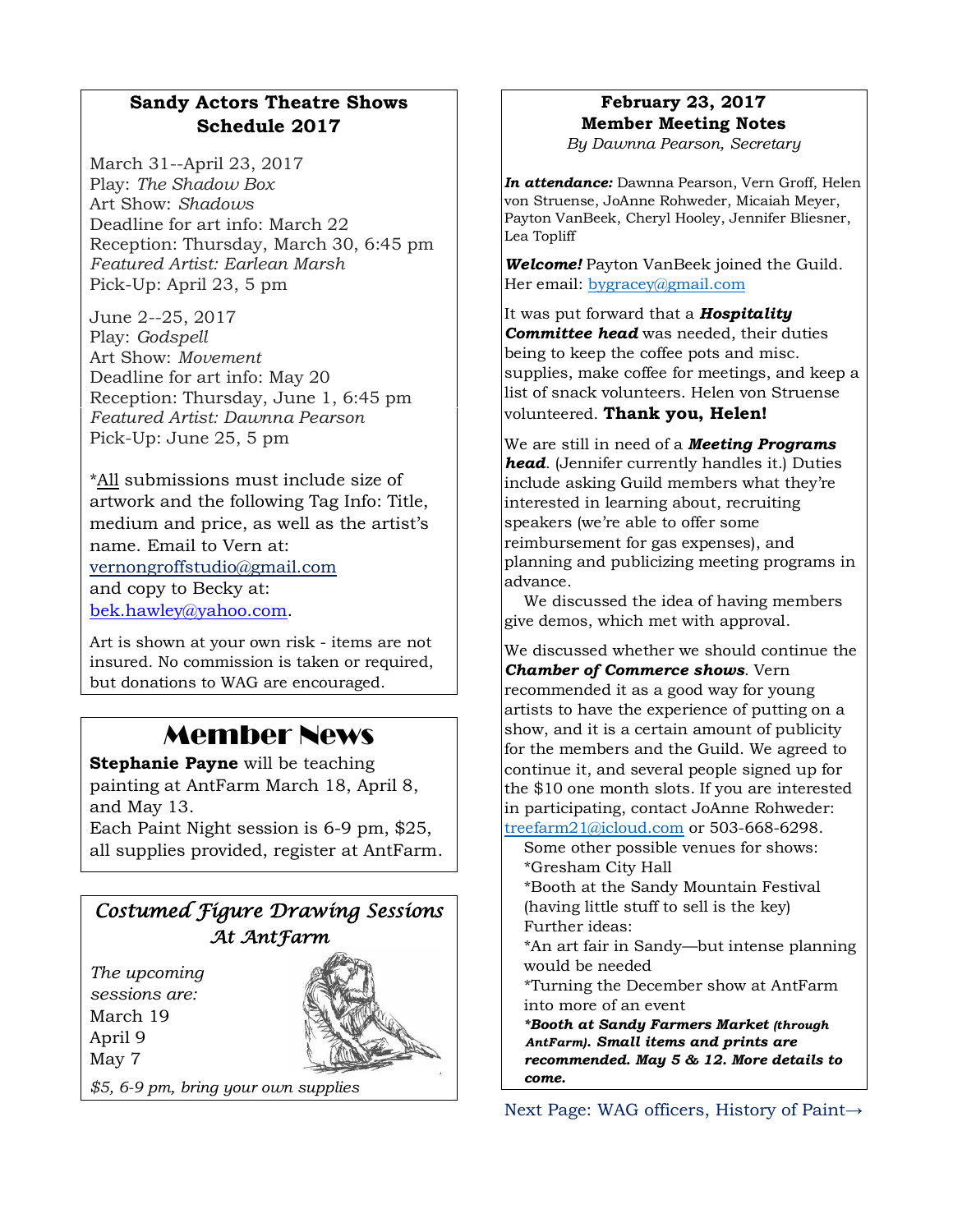## Sandy Actors Theatre Shows Schedule 2017

March 31--April 23, 2017
Play: *The Shadow Box*
Art Show: *Shadows*
Deadline for art info: March 22
Reception: Thursday, March 30, 6:45 pm
*Featured Artist: Earlean Marsh*
Pick-Up: April 23, 5 pm

June 2--25, 2017
Play: *Godspell*
Art Show: *Movement*
Deadline for art info: May 20
Reception: Thursday, June 1, 6:45 pm
*Featured Artist: Dawnna Pearson*
Pick-Up: June 25, 5 pm

*All submissions must include size of artwork and the following Tag Info: Title, medium and price, as well as the artist's name. Email to Vern at: vernongroffstudio@gmail.com and copy to Becky at: bek.hawley@yahoo.com.

Art is shown at your own risk - items are not insured. No commission is taken or required, but donations to WAG are encouraged.

## Member News

**Stephanie Payne** will be teaching painting at AntFarm March 18, April 8, and May 13.
Each Paint Night session is 6-9 pm, $25, all supplies provided, register at AntFarm.

## *Costumed Figure Drawing Sessions At AntFarm*

*The upcoming sessions are:*
March 19
April 9
May 7

*$5, 6-9 pm, bring your own supplies*

## February 23, 2017 Member Meeting Notes

*By Dawnna Pearson, Secretary*

***In attendance:*** Dawnna Pearson, Vern Groff, Helen von Struense, JoAnne Rohweder, Micaiah Meyer, Payton VanBeek, Cheryl Hooley, Jennifer Bliesner, Lea Topliff

***Welcome!*** Payton VanBeek joined the Guild. Her email: bygracey@gmail.com

It was put forward that a ***Hospitality Committee head*** was needed, their duties being to keep the coffee pots and misc. supplies, make coffee for meetings, and keep a list of snack volunteers. Helen von Struense volunteered. **Thank you, Helen!**

We are still in need of a ***Meeting Programs head***. (Jennifer currently handles it.) Duties include asking Guild members what they're interested in learning about, recruiting speakers (we're able to offer some reimbursement for gas expenses), and planning and publicizing meeting programs in advance.

We discussed the idea of having members give demos, which met with approval.

We discussed whether we should continue the ***Chamber of Commerce shows***. Vern recommended it as a good way for young artists to have the experience of putting on a show, and it is a certain amount of publicity for the members and the Guild. We agreed to continue it, and several people signed up for the $10 one month slots. If you are interested in participating, contact JoAnne Rohweder: treefarm21@icloud.com or 503-668-6298.

Some other possible venues for shows:
*Gresham City Hall
*Booth at the Sandy Mountain Festival (having little stuff to sell is the key)
Further ideas:
*An art fair in Sandy—but intense planning would be needed
*Turning the December show at AntFarm into more of an event
***Booth at Sandy Farmers Market (through AntFarm). Small items and prints are recommended. May 5 & 12. More details to come.***

Next Page: WAG officers, History of Paint→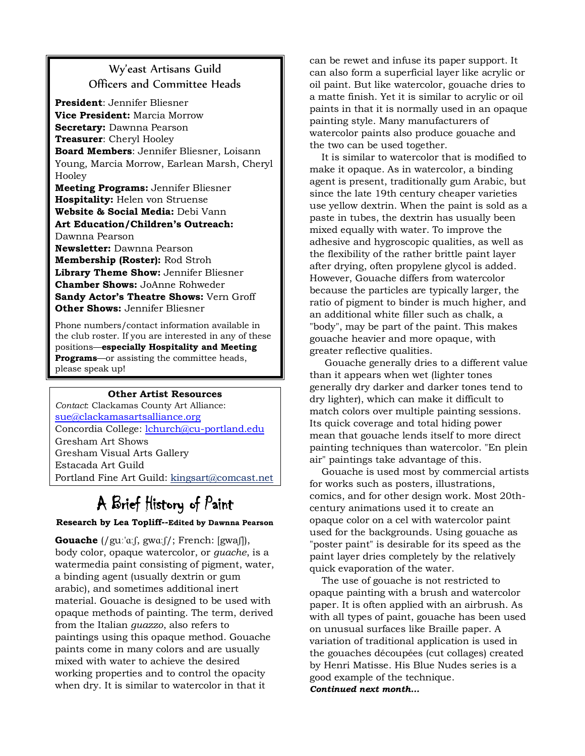## Wy'east Artisans Guild Officers and Committee Heads

**President**: Jennifer Bliesner
**Vice President:** Marcia Morrow
**Secretary:** Dawnna Pearson
**Treasurer**: Cheryl Hooley
**Board Members**: Jennifer Bliesner, Loisann Young, Marcia Morrow, Earlean Marsh, Cheryl Hooley
**Meeting Programs:** Jennifer Bliesner
**Hospitality:** Helen von Struense
**Website & Social Media:** Debi Vann
**Art Education/Children's Outreach:** Dawnna Pearson
**Newsletter:** Dawnna Pearson
**Membership (Roster):** Rod Stroh
**Library Theme Show:** Jennifer Bliesner
**Chamber Shows:** JoAnne Rohweder
**Sandy Actor's Theatre Shows:** Vern Groff
**Other Shows:** Jennifer Bliesner

Phone numbers/contact information available in the club roster. If you are interested in any of these positions—**especially Hospitality and Meeting Programs**—or assisting the committee heads, please speak up!

### Other Artist Resources

*Contact*: Clackamas County Art Alliance: sue@clackamasartsalliance.org
Concordia College: lchurch@cu-portland.edu
Gresham Art Shows
Gresham Visual Arts Gallery
Estacada Art Guild
Portland Fine Art Guild: kingsart@comcast.net

## A Brief History of Paint

**Research by Lea Topliff--Edited by Dawnna Pearson**

**Gouache** (/ɡuːˈɑːʃ, ɡwɑːʃ/; French: [ɡwaʃ]), body color, opaque watercolor, or *guache*, is a watermedia paint consisting of pigment, water, a binding agent (usually dextrin or gum arabic), and sometimes additional inert material. Gouache is designed to be used with opaque methods of painting. The term, derived from the Italian *guazzo*, also refers to paintings using this opaque method. Gouache paints come in many colors and are usually mixed with water to achieve the desired working properties and to control the opacity when dry. It is similar to watercolor in that it can be rewet and infuse its paper support. It can also form a superficial layer like acrylic or oil paint. But like watercolor, gouache dries to a matte finish. Yet it is similar to acrylic or oil paints in that it is normally used in an opaque painting style. Many manufacturers of watercolor paints also produce gouache and the two can be used together.

It is similar to watercolor that is modified to make it opaque. As in watercolor, a binding agent is present, traditionally gum Arabic, but since the late 19th century cheaper varieties use yellow dextrin. When the paint is sold as a paste in tubes, the dextrin has usually been mixed equally with water. To improve the adhesive and hygroscopic qualities, as well as the flexibility of the rather brittle paint layer after drying, often propylene glycol is added. However, Gouache differs from watercolor because the particles are typically larger, the ratio of pigment to binder is much higher, and an additional white filler such as chalk, a "body", may be part of the paint. This makes gouache heavier and more opaque, with greater reflective qualities.

Gouache generally dries to a different value than it appears when wet (lighter tones generally dry darker and darker tones tend to dry lighter), which can make it difficult to match colors over multiple painting sessions. Its quick coverage and total hiding power mean that gouache lends itself to more direct painting techniques than watercolor. "En plein air" paintings take advantage of this.

Gouache is used most by commercial artists for works such as posters, illustrations, comics, and for other design work. Most 20th-century animations used it to create an opaque color on a cel with watercolor paint used for the backgrounds. Using gouache as "poster paint" is desirable for its speed as the paint layer dries completely by the relatively quick evaporation of the water.

The use of gouache is not restricted to opaque painting with a brush and watercolor paper. It is often applied with an airbrush. As with all types of paint, gouache has been used on unusual surfaces like Braille paper. A variation of traditional application is used in the gouaches découpées (cut collages) created by Henri Matisse. His Blue Nudes series is a good example of the technique.

***Continued next month…***